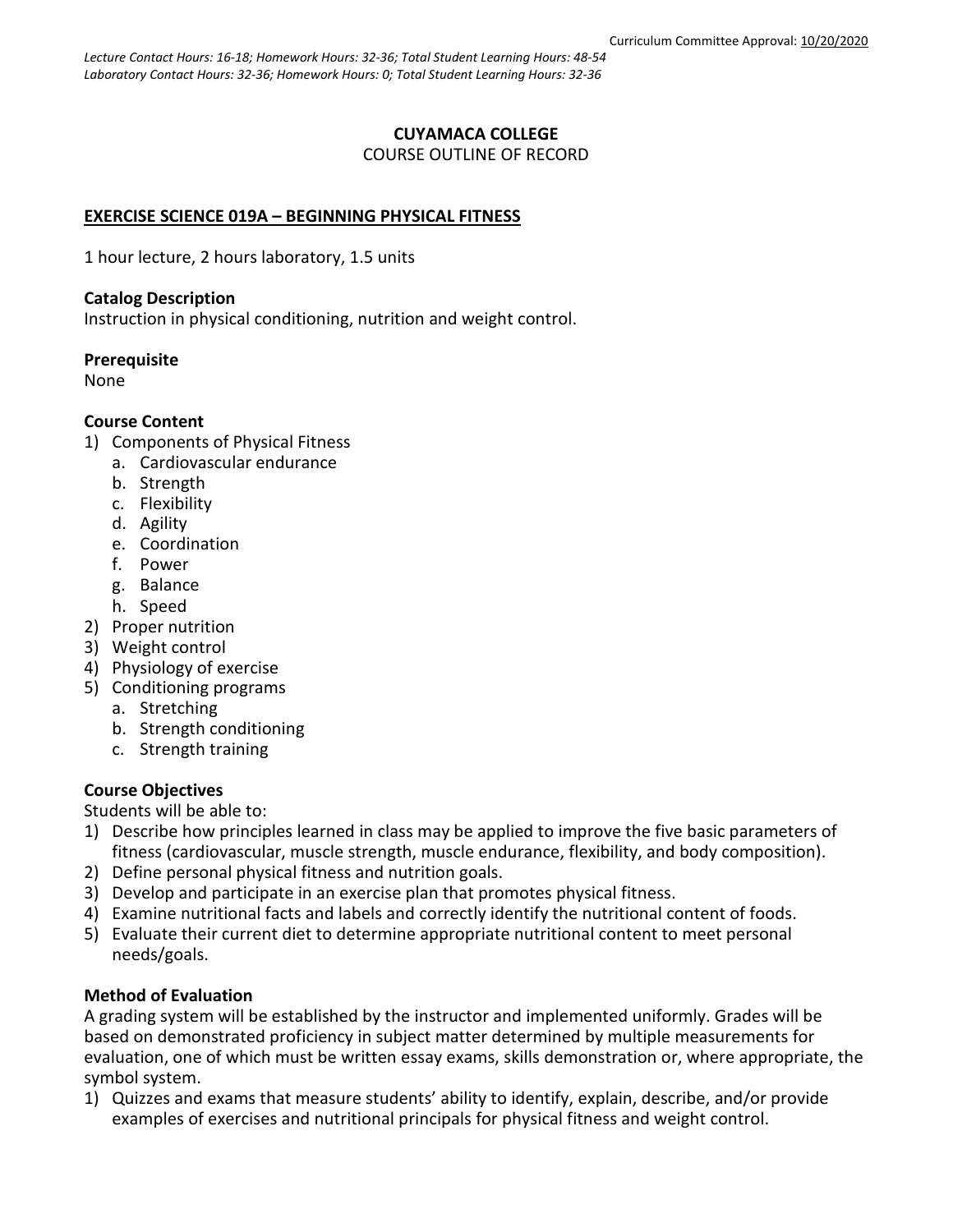Curriculum Committee Approval: 10/20/2020

*Lecture Contact Hours: 16-18; Homework Hours: 32-36; Total Student Learning Hours: 48-54*
*Laboratory Contact Hours: 32-36; Homework Hours: 0; Total Student Learning Hours: 32-36*

**CUYAMACA COLLEGE**
COURSE OUTLINE OF RECORD

**EXERCISE SCIENCE 019A – BEGINNING PHYSICAL FITNESS**

1 hour lecture, 2 hours laboratory, 1.5 units

**Catalog Description**
Instruction in physical conditioning, nutrition and weight control.

**Prerequisite**
None

**Course Content**

1) Components of Physical Fitness
   a. Cardiovascular endurance
   b. Strength
   c. Flexibility
   d. Agility
   e. Coordination
   f. Power
   g. Balance
   h. Speed
2) Proper nutrition
3) Weight control
4) Physiology of exercise
5) Conditioning programs
   a. Stretching
   b. Strength conditioning
   c. Strength training

**Course Objectives**
Students will be able to:

1) Describe how principles learned in class may be applied to improve the five basic parameters of fitness (cardiovascular, muscle strength, muscle endurance, flexibility, and body composition).
2) Define personal physical fitness and nutrition goals.
3) Develop and participate in an exercise plan that promotes physical fitness.
4) Examine nutritional facts and labels and correctly identify the nutritional content of foods.
5) Evaluate their current diet to determine appropriate nutritional content to meet personal needs/goals.

**Method of Evaluation**
A grading system will be established by the instructor and implemented uniformly. Grades will be based on demonstrated proficiency in subject matter determined by multiple measurements for evaluation, one of which must be written essay exams, skills demonstration or, where appropriate, the symbol system.

1) Quizzes and exams that measure students' ability to identify, explain, describe, and/or provide examples of exercises and nutritional principals for physical fitness and weight control.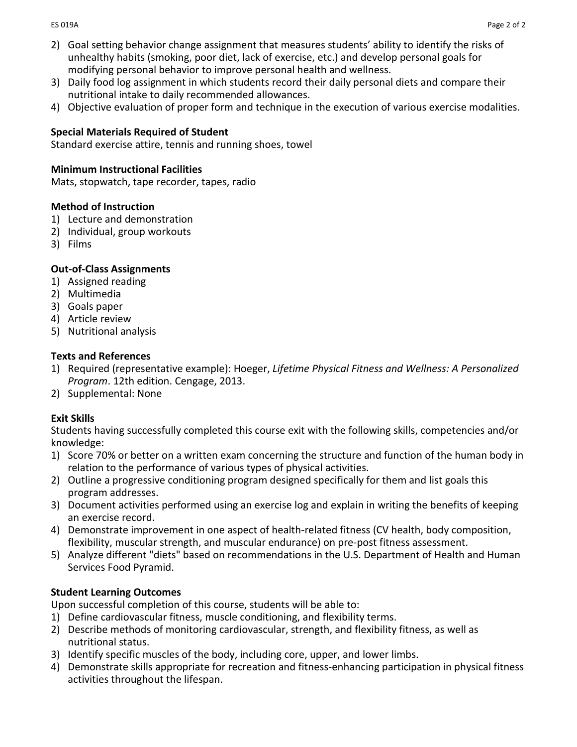2) Goal setting behavior change assignment that measures students' ability to identify the risks of unhealthy habits (smoking, poor diet, lack of exercise, etc.) and develop personal goals for modifying personal behavior to improve personal health and wellness.
3) Daily food log assignment in which students record their daily personal diets and compare their nutritional intake to daily recommended allowances.
4) Objective evaluation of proper form and technique in the execution of various exercise modalities.

**Special Materials Required of Student**
Standard exercise attire, tennis and running shoes, towel

**Minimum Instructional Facilities**
Mats, stopwatch, tape recorder, tapes, radio

**Method of Instruction**
1) Lecture and demonstration
2) Individual, group workouts
3) Films

**Out-of-Class Assignments**
1) Assigned reading
2) Multimedia
3) Goals paper
4) Article review
5) Nutritional analysis

**Texts and References**
1) Required (representative example): Hoeger, *Lifetime Physical Fitness and Wellness: A Personalized Program*. 12th edition. Cengage, 2013.
2) Supplemental: None

**Exit Skills**
Students having successfully completed this course exit with the following skills, competencies and/or knowledge:
1) Score 70% or better on a written exam concerning the structure and function of the human body in relation to the performance of various types of physical activities.
2) Outline a progressive conditioning program designed specifically for them and list goals this program addresses.
3) Document activities performed using an exercise log and explain in writing the benefits of keeping an exercise record.
4) Demonstrate improvement in one aspect of health-related fitness (CV health, body composition, flexibility, muscular strength, and muscular endurance) on pre-post fitness assessment.
5) Analyze different "diets" based on recommendations in the U.S. Department of Health and Human Services Food Pyramid.

**Student Learning Outcomes**
Upon successful completion of this course, students will be able to:
1) Define cardiovascular fitness, muscle conditioning, and flexibility terms.
2) Describe methods of monitoring cardiovascular, strength, and flexibility fitness, as well as nutritional status.
3) Identify specific muscles of the body, including core, upper, and lower limbs.
4) Demonstrate skills appropriate for recreation and fitness-enhancing participation in physical fitness activities throughout the lifespan.